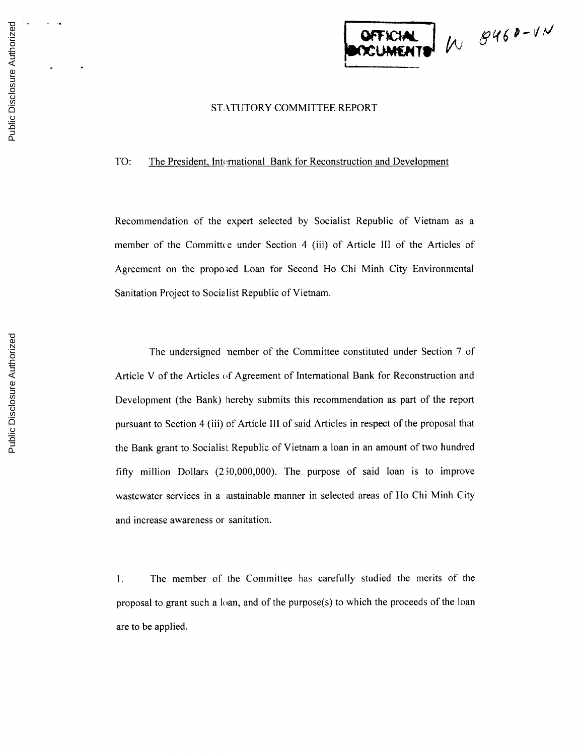OFFICIAL DOCUMENTS

W 8460-VN

# STATUTORY COMMITTEE REPORT

TO: The President, International Bank for Reconstruction and Development

Recommendation of the expert selected by Socialist Republic of Vietnam as a member of the Committee under Section 4 (iii) of Article III of the Articles of Agreement on the proposed Loan for Second Ho Chi Minh City Environmental Sanitation Project to Socialist Republic of Vietnam.

The undersigned member of the Committee constituted under Section 7 of Article V of the Articles of Agreement of International Bank for Reconstruction and Development (the Bank) hereby submits this recommendation as part of the report pursuant to Section 4 (iii) of Article III of said Articles in respect of the proposal that the Bank grant to Socialist Republic of Vietnam a loan in an amount of two hundred fifty million Dollars (250,000,000). The purpose of said loan is to improve wastewater services in a sustainable manner in selected areas of Ho Chi Minh City and increase awareness on sanitation.

1. The member of the Committee has carefully studied the merits of the proposal to grant such a loan, and of the purpose(s) to which the proceeds of the loan are to be applied.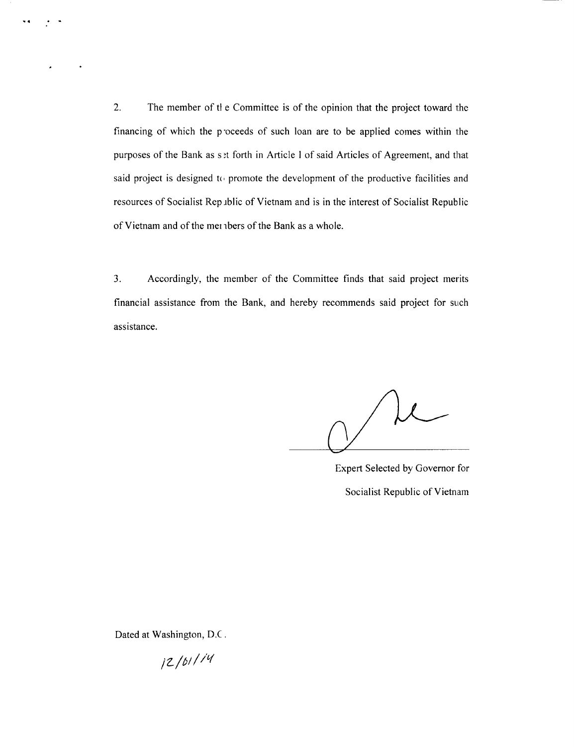2. The member of the Committee is of the opinion that the project toward the financing of which the proceeds of such loan are to be applied comes within the purposes of the Bank as set forth in Article I of said Articles of Agreement, and that said project is designed to promote the development of the productive facilities and resources of Socialist Republic of Vietnam and is in the interest of Socialist Republic of Vietnam and of the members of the Bank as a whole.

3. Accordingly, the member of the Committee finds that said project merits financial assistance from the Bank, and hereby recommends said project for such assistance.

Expert Selected by Governor for
Socialist Republic of Vietnam

Dated at Washington, D.C.

12/01/14